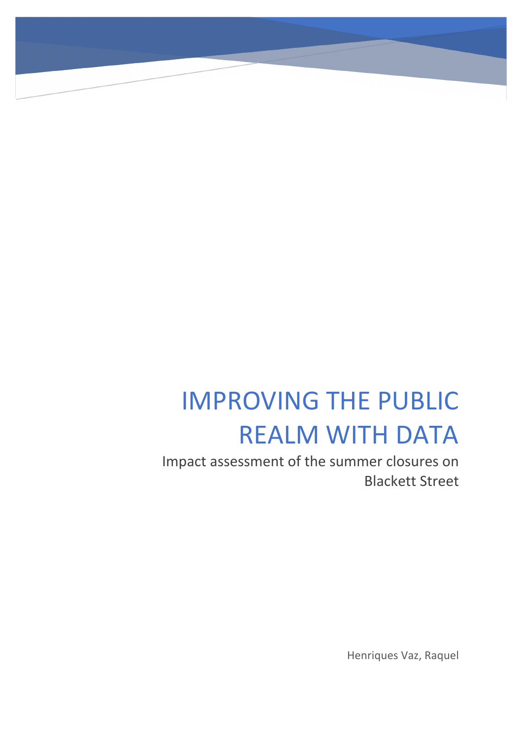# IMPROVING THE PUBLIC REALM WITH DATA

Impact assessment of the summer closures on Blackett Street

Henriques Vaz, Raquel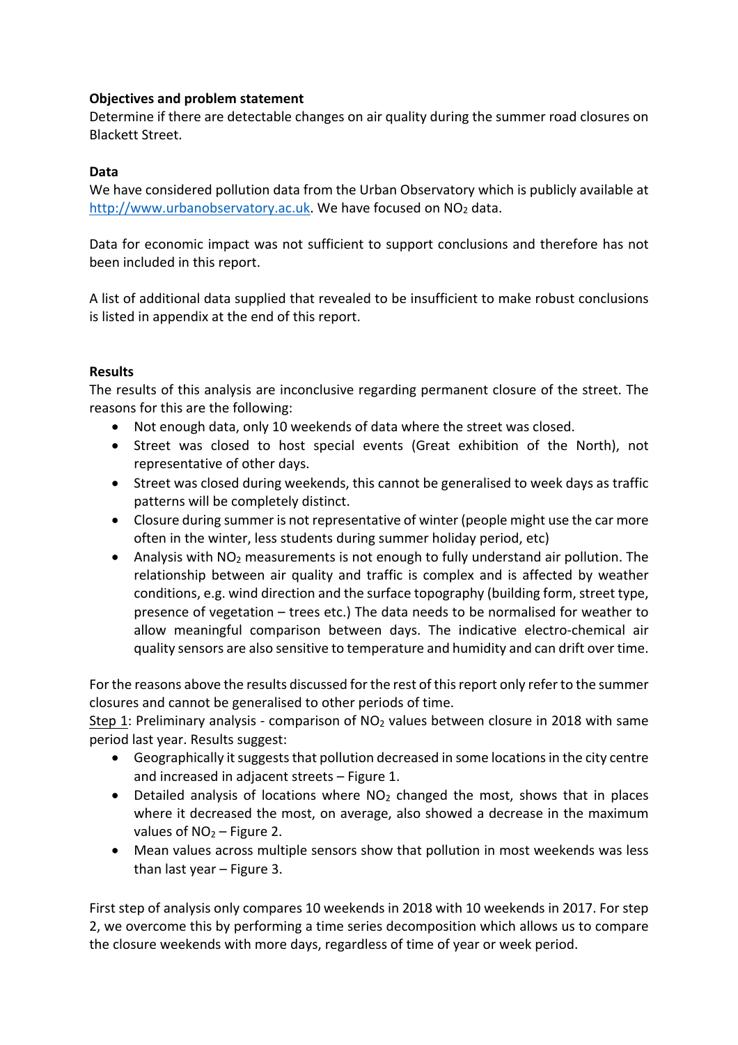**Objectives and problem statement**

Determine if there are detectable changes on air quality during the summer road closures on Blackett Street.

**Data**

We have considered pollution data from the Urban Observatory which is publicly available at http://www.urbanobservatory.ac.uk. We have focused on $NO_2$ data.

Data for economic impact was not sufficient to support conclusions and therefore has not been included in this report.

A list of additional data supplied that revealed to be insufficient to make robust conclusions is listed in appendix at the end of this report.

**Results**

The results of this analysis are inconclusive regarding permanent closure of the street. The reasons for this are the following:

- Not enough data, only 10 weekends of data where the street was closed.
- Street was closed to host special events (Great exhibition of the North), not representative of other days.
- Street was closed during weekends, this cannot be generalised to week days as traffic patterns will be completely distinct.
- Closure during summer is not representative of winter (people might use the car more often in the winter, less students during summer holiday period, etc)
- Analysis with $NO_2$ measurements is not enough to fully understand air pollution. The relationship between air quality and traffic is complex and is affected by weather conditions, e.g. wind direction and the surface topography (building form, street type, presence of vegetation – trees etc.) The data needs to be normalised for weather to allow meaningful comparison between days. The indicative electro-chemical air quality sensors are also sensitive to temperature and humidity and can drift over time.

For the reasons above the results discussed for the rest of this report only refer to the summer closures and cannot be generalised to other periods of time.

Step 1: Preliminary analysis - comparison of $NO_2$ values between closure in 2018 with same period last year. Results suggest:

- Geographically it suggests that pollution decreased in some locations in the city centre and increased in adjacent streets – Figure 1.
- Detailed analysis of locations where $NO_2$ changed the most, shows that in places where it decreased the most, on average, also showed a decrease in the maximum values of $NO_2$ – Figure 2.
- Mean values across multiple sensors show that pollution in most weekends was less than last year – Figure 3.

First step of analysis only compares 10 weekends in 2018 with 10 weekends in 2017. For step 2, we overcome this by performing a time series decomposition which allows us to compare the closure weekends with more days, regardless of time of year or week period.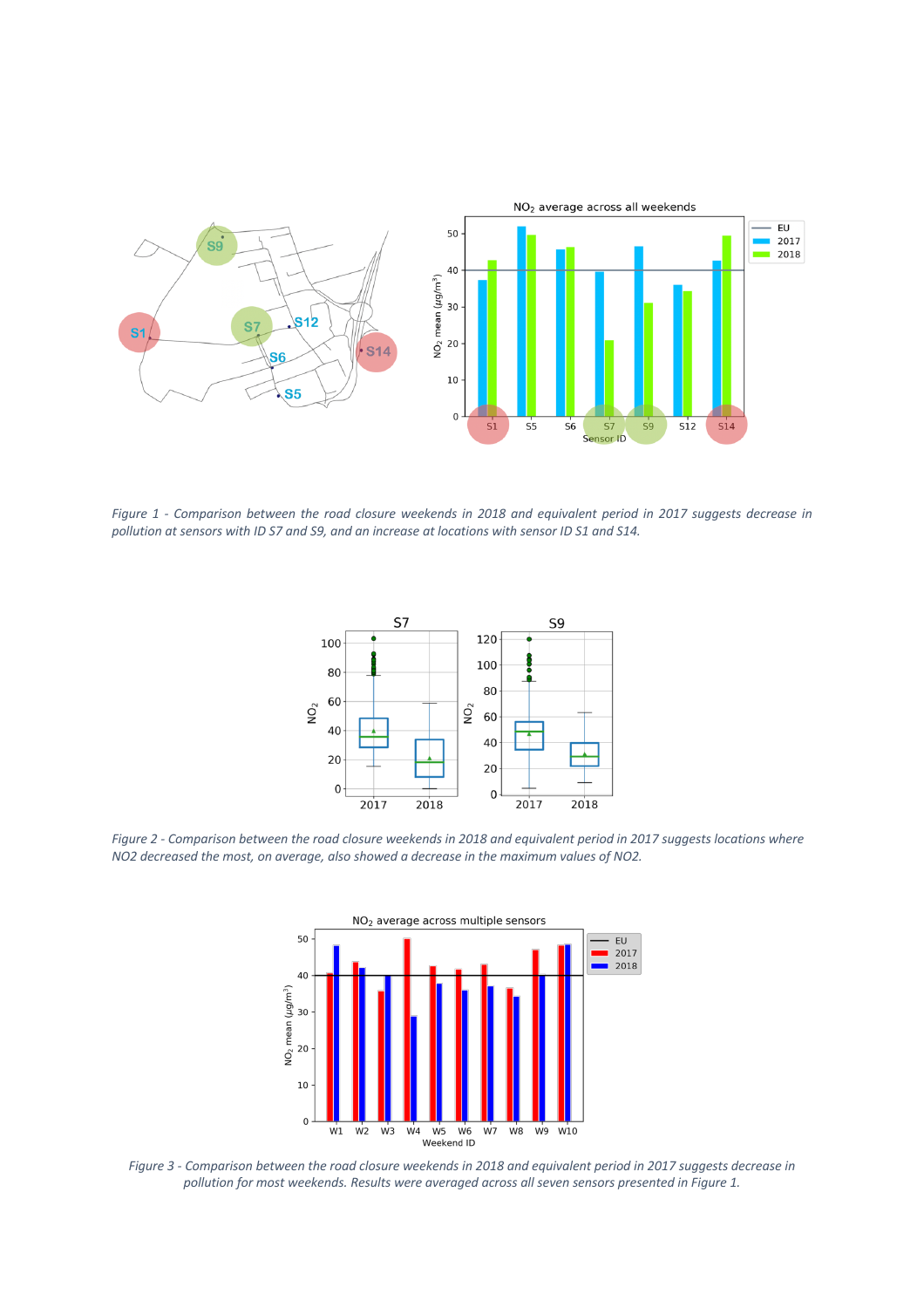Figure 1 - Comparison between the road closure weekends in 2018 and equivalent period in 2017 suggests decrease in pollution at sensors with ID S7 and S9, and an increase at locations with sensor ID S1 and S14.

Figure 2 - Comparison between the road closure weekends in 2018 and equivalent period in 2017 suggests locations where NO2 decreased the most, on average, also showed a decrease in the maximum values of NO2.

Figure 3 - Comparison between the road closure weekends in 2018 and equivalent period in 2017 suggests decrease in pollution for most weekends. Results were averaged across all seven sensors presented in Figure 1.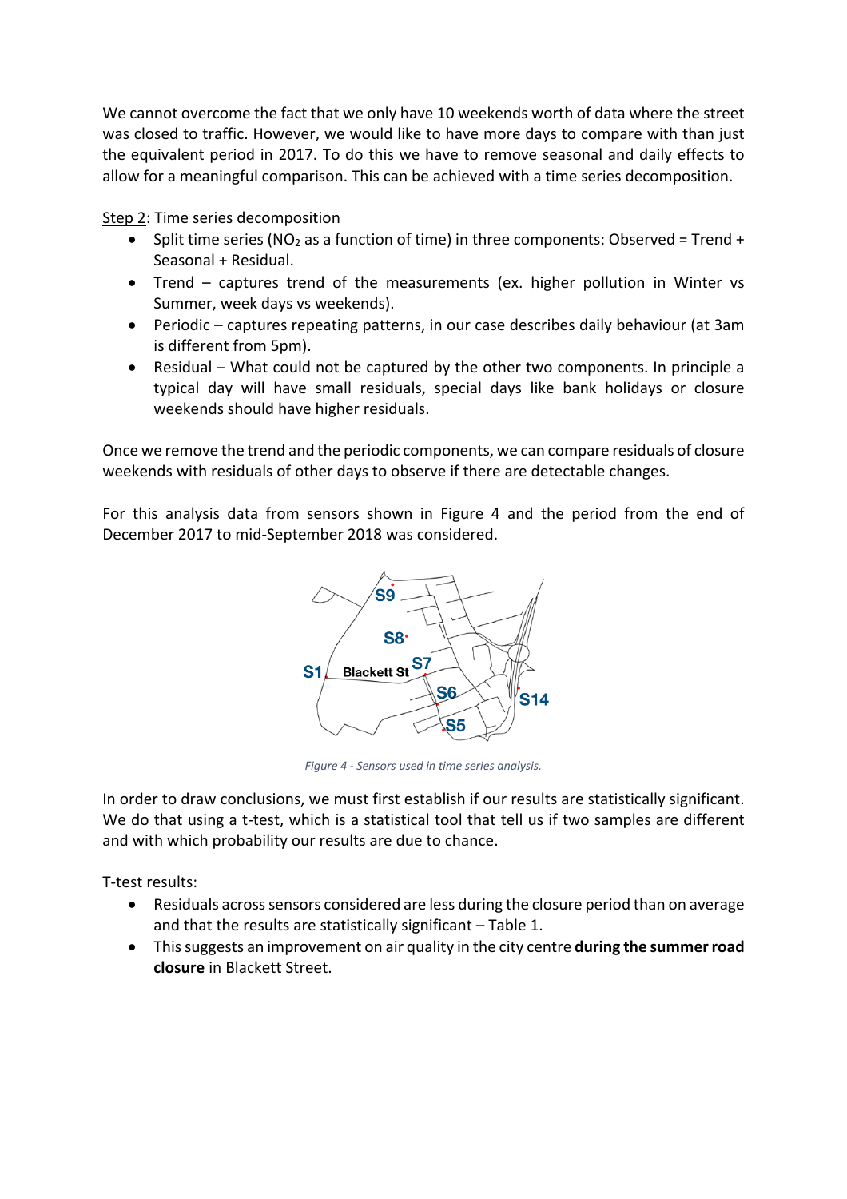We cannot overcome the fact that we only have 10 weekends worth of data where the street was closed to traffic. However, we would like to have more days to compare with than just the equivalent period in 2017. To do this we have to remove seasonal and daily effects to allow for a meaningful comparison. This can be achieved with a time series decomposition.

Step 2: Time series decomposition

- Split time series ($NO_2$ as a function of time) in three components: Observed = Trend + Seasonal + Residual.
- Trend – captures trend of the measurements (ex. higher pollution in Winter vs Summer, week days vs weekends).
- Periodic – captures repeating patterns, in our case describes daily behaviour (at 3am is different from 5pm).
- Residual – What could not be captured by the other two components. In principle a typical day will have small residuals, special days like bank holidays or closure weekends should have higher residuals.

Once we remove the trend and the periodic components, we can compare residuals of closure weekends with residuals of other days to observe if there are detectable changes.

For this analysis data from sensors shown in Figure 4 and the period from the end of December 2017 to mid-September 2018 was considered.

*Figure 4 - Sensors used in time series analysis.*

In order to draw conclusions, we must first establish if our results are statistically significant. We do that using a t-test, which is a statistical tool that tell us if two samples are different and with which probability our results are due to chance.

T-test results:

- Residuals across sensors considered are less during the closure period than on average and that the results are statistically significant – Table 1.
- This suggests an improvement on air quality in the city centre **during the summer road closure** in Blackett Street.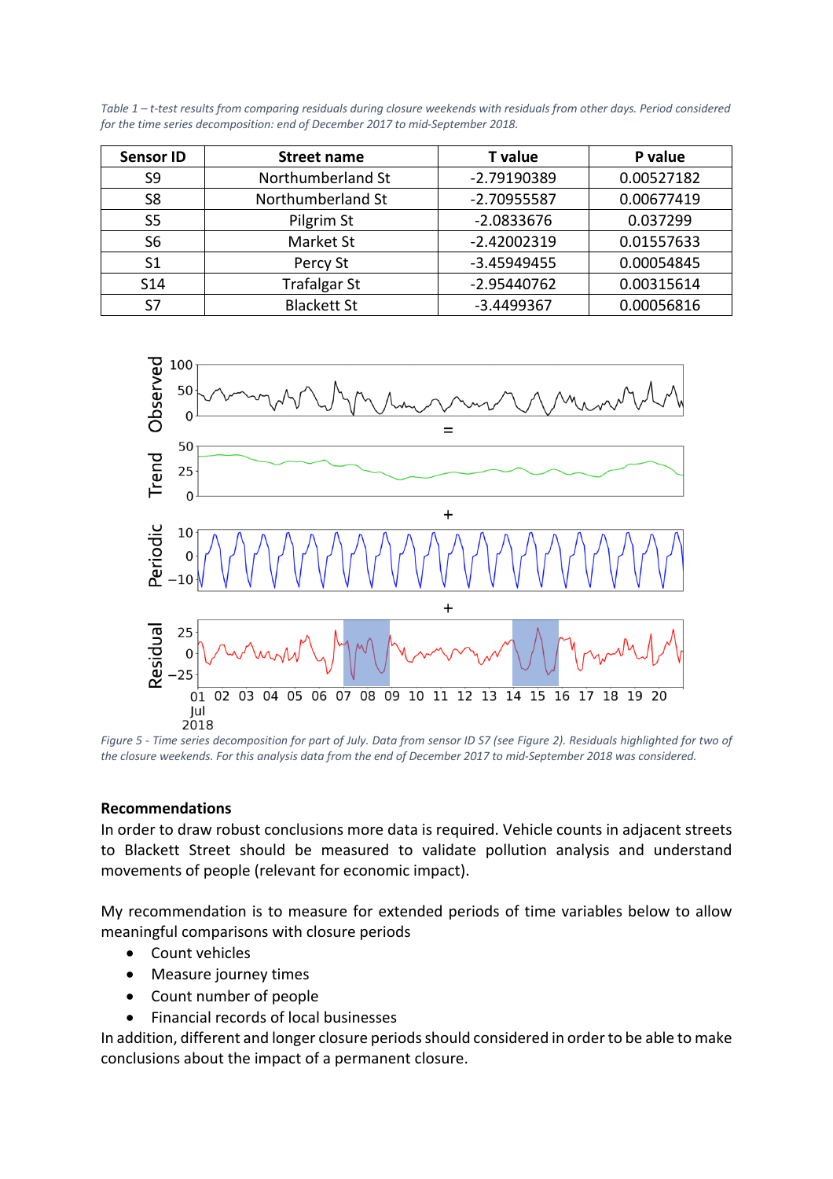*Table 1 – t-test results from comparing residuals during closure weekends with residuals from other days. Period considered for the time series decomposition: end of December 2017 to mid-September 2018.*

| Sensor ID | Street name | T value | P value |
|---|---|---|---|
| S9 | Northumberland St | -2.79190389 | 0.00527182 |
| S8 | Northumberland St | -2.70955587 | 0.00677419 |
| S5 | Pilgrim St | -2.0833676 | 0.037299 |
| S6 | Market St | -2.42002319 | 0.01557633 |
| S1 | Percy St | -3.45949455 | 0.00054845 |
| S14 | Trafalgar St | -2.95440762 | 0.00315614 |
| S7 | Blackett St | -3.4499367 | 0.00056816 |

*Figure 5 - Time series decomposition for part of July. Data from sensor ID S7 (see Figure 2). Residuals highlighted for two of the closure weekends. For this analysis data from the end of December 2017 to mid-September 2018 was considered.*

**Recommendations**

In order to draw robust conclusions more data is required. Vehicle counts in adjacent streets to Blackett Street should be measured to validate pollution analysis and understand movements of people (relevant for economic impact).

My recommendation is to measure for extended periods of time variables below to allow meaningful comparisons with closure periods

- Count vehicles
- Measure journey times
- Count number of people
- Financial records of local businesses

In addition, different and longer closure periods should considered in order to be able to make conclusions about the impact of a permanent closure.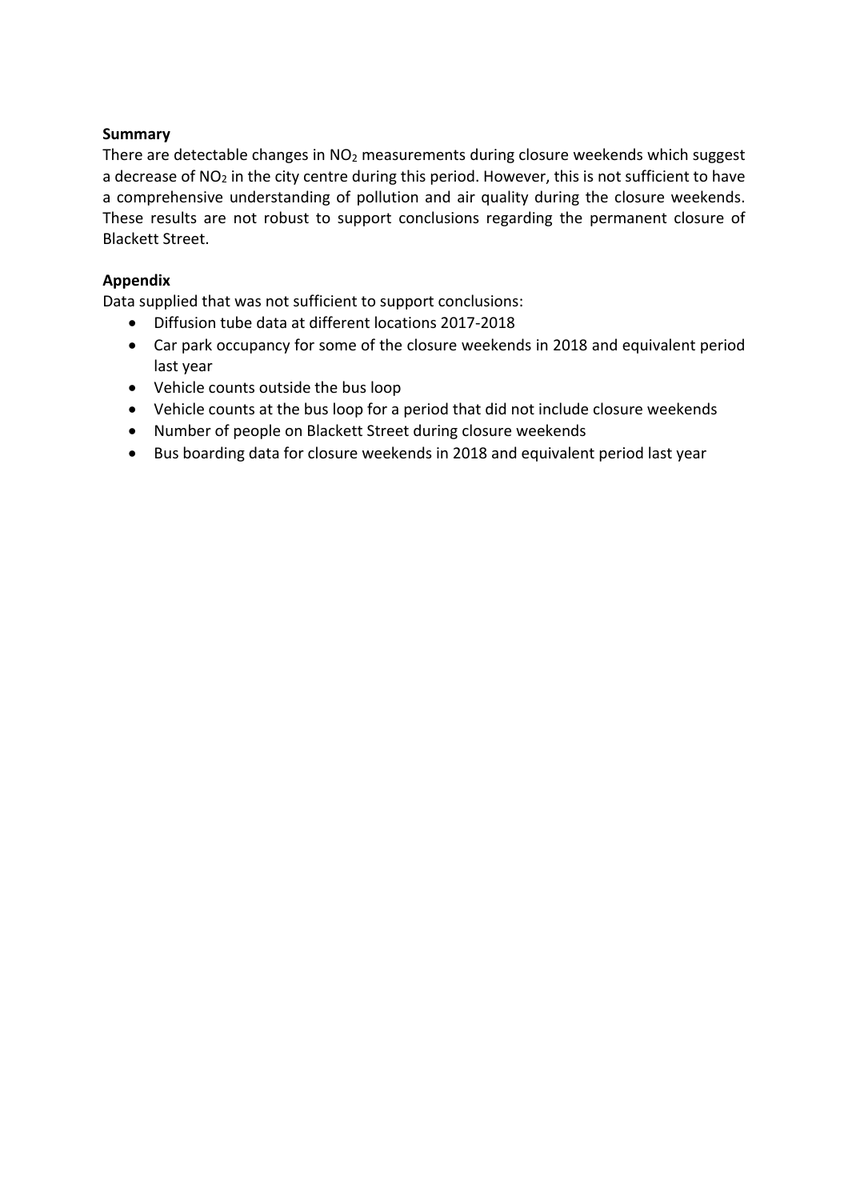**Summary**

There are detectable changes in $NO_2$ measurements during closure weekends which suggest a decrease of $NO_2$ in the city centre during this period. However, this is not sufficient to have a comprehensive understanding of pollution and air quality during the closure weekends. These results are not robust to support conclusions regarding the permanent closure of Blackett Street.

**Appendix**

Data supplied that was not sufficient to support conclusions:

- Diffusion tube data at different locations 2017-2018
- Car park occupancy for some of the closure weekends in 2018 and equivalent period last year
- Vehicle counts outside the bus loop
- Vehicle counts at the bus loop for a period that did not include closure weekends
- Number of people on Blackett Street during closure weekends
- Bus boarding data for closure weekends in 2018 and equivalent period last year